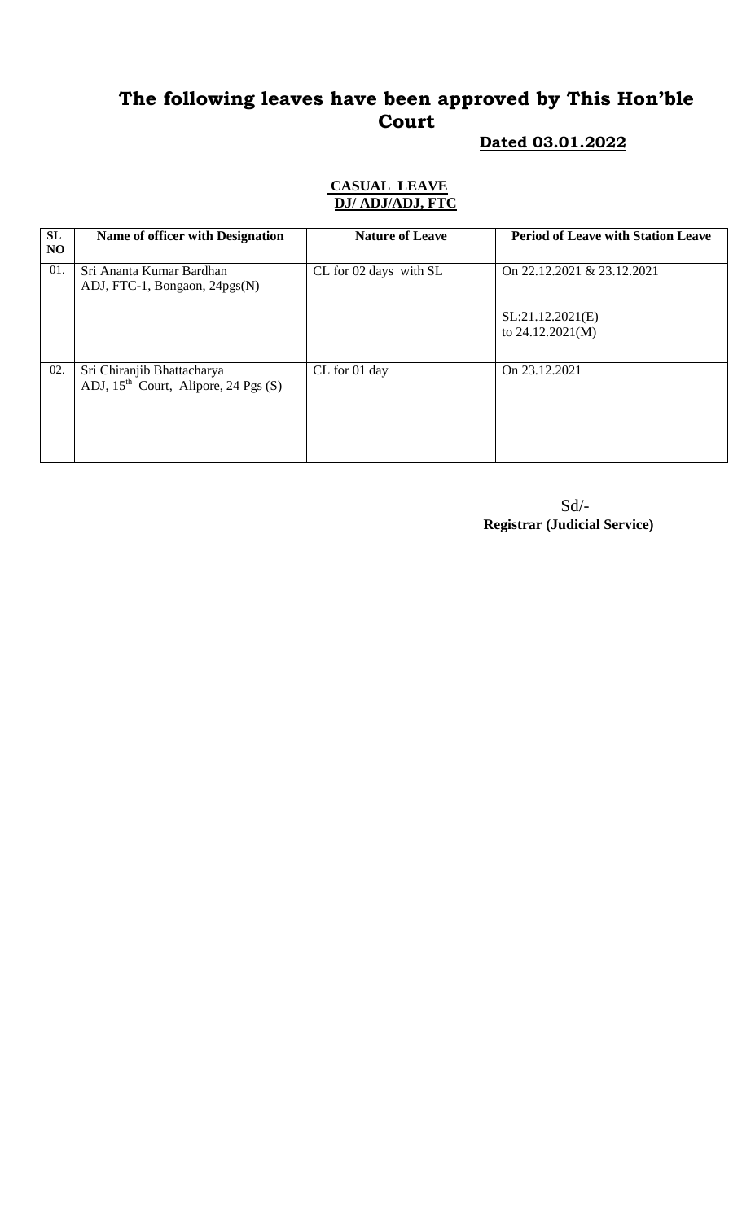# The following leaves have been approved by This Hon'ble Court

**Dated 03.01.2022**

**CASUAL LEAVE**
**DJ/ ADJ/ADJ, FTC**

| SL NO | Name of officer with Designation | Nature of Leave | Period of Leave with Station Leave |
|---|---|---|---|
| 01. | Sri Ananta Kumar Bardhan<br>ADJ, FTC-1, Bongaon, 24pgs(N) | CL for 02 days with SL | On 22.12.2021 & 23.12.2021<br><br>SL:21.12.2021(E)<br>to 24.12.2021(M) |
| 02. | Sri Chiranjib Bhattacharya<br>ADJ, 15th Court, Alipore, 24 Pgs (S) | CL for 01 day | On 23.12.2021 |

Sd/-
**Registrar (Judicial Service)**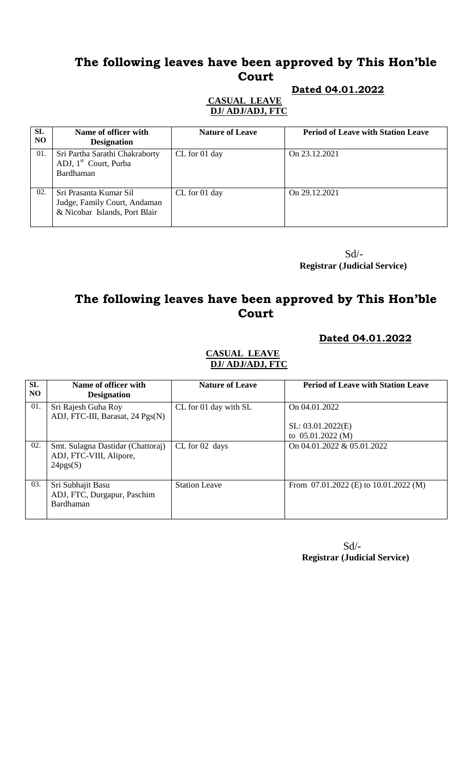# The following leaves have been approved by This Hon'ble Court

**Dated 04.01.2022**

**CASUAL LEAVE**
**DJ/ ADJ/ADJ, FTC**

| SL NO | Name of officer with Designation | Nature of Leave | Period of Leave with Station Leave |
|---|---|---|---|
| 01. | Sri Partha Sarathi Chakraborty ADJ, 1st Court, Purba Bardhaman | CL for 01 day | On 23.12.2021 |
| 02. | Sri Prasanta Kumar Sil Judge, Family Court, Andaman & Nicobar Islands, Port Blair | CL for 01 day | On 29.12.2021 |

Sd/-
**Registrar (Judicial Service)**

# The following leaves have been approved by This Hon'ble Court

**Dated 04.01.2022**

**CASUAL LEAVE**
**DJ/ ADJ/ADJ, FTC**

| SL NO | Name of officer with Designation | Nature of Leave | Period of Leave with Station Leave |
|---|---|---|---|
| 01. | Sri Rajesh Guha Roy ADJ, FTC-III, Barasat, 24 Pgs(N) | CL for 01 day with SL | On 04.01.2022<br>SL: 03.01.2022(E) to 05.01.2022 (M) |
| 02. | Smt. Sulagna Dastidar (Chattoraj) ADJ, FTC-VIII, Alipore, 24pgs(S) | CL for 02 days | On 04.01.2022 & 05.01.2022 |
| 03. | Sri Subhajit Basu ADJ, FTC, Durgapur, Paschim Bardhaman | Station Leave | From 07.01.2022 (E) to 10.01.2022 (M) |

Sd/-
**Registrar (Judicial Service)**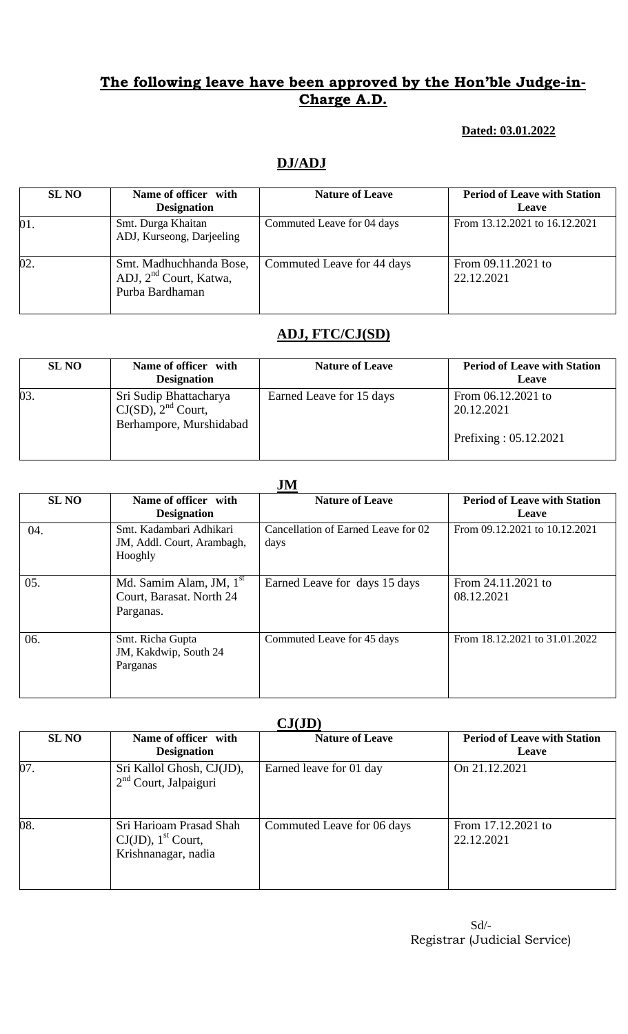## The following leave have been approved by the Hon'ble Judge-in-Charge A.D.

**Dated: 03.01.2022**

### DJ/ADJ

| SL NO | Name of officer with Designation | Nature of Leave | Period of Leave with Station Leave |
|---|---|---|---|
| 01. | Smt. Durga Khaitan ADJ, Kurseong, Darjeeling | Commuted Leave for 04 days | From 13.12.2021 to 16.12.2021 |
| 02. | Smt. Madhuchhanda Bose, ADJ, 2nd Court, Katwa, Purba Bardhaman | Commuted Leave for 44 days | From 09.11.2021 to 22.12.2021 |

### ADJ, FTC/CJ(SD)

| SL NO | Name of officer with Designation | Nature of Leave | Period of Leave with Station Leave |
|---|---|---|---|
| 03. | Sri Sudip Bhattacharya CJ(SD), 2nd Court, Berhampore, Murshidabad | Earned Leave for 15 days | From 06.12.2021 to 20.12.2021<br><br>Prefixing : 05.12.2021 |

### JM

| SL NO | Name of officer with Designation | Nature of Leave | Period of Leave with Station Leave |
|---|---|---|---|
| 04. | Smt. Kadambari Adhikari JM, Addl. Court, Arambagh, Hooghly | Cancellation of Earned Leave for 02 days | From 09.12.2021 to 10.12.2021 |
| 05. | Md. Samim Alam, JM, 1st Court, Barasat. North 24 Parganas. | Earned Leave for days 15 days | From 24.11.2021 to 08.12.2021 |
| 06. | Smt. Richa Gupta JM, Kakdwip, South 24 Parganas | Commuted Leave for 45 days | From 18.12.2021 to 31.01.2022 |

### CJ(JD)

| SL NO | Name of officer with Designation | Nature of Leave | Period of Leave with Station Leave |
|---|---|---|---|
| 07. | Sri Kallol Ghosh, CJ(JD), 2nd Court, Jalpaiguri | Earned leave for 01 day | On 21.12.2021 |
| 08. | Sri Harioam Prasad Shah CJ(JD), 1st Court, Krishnanagar, nadia | Commuted Leave for 06 days | From 17.12.2021 to 22.12.2021 |

Sd/-
Registrar (Judicial Service)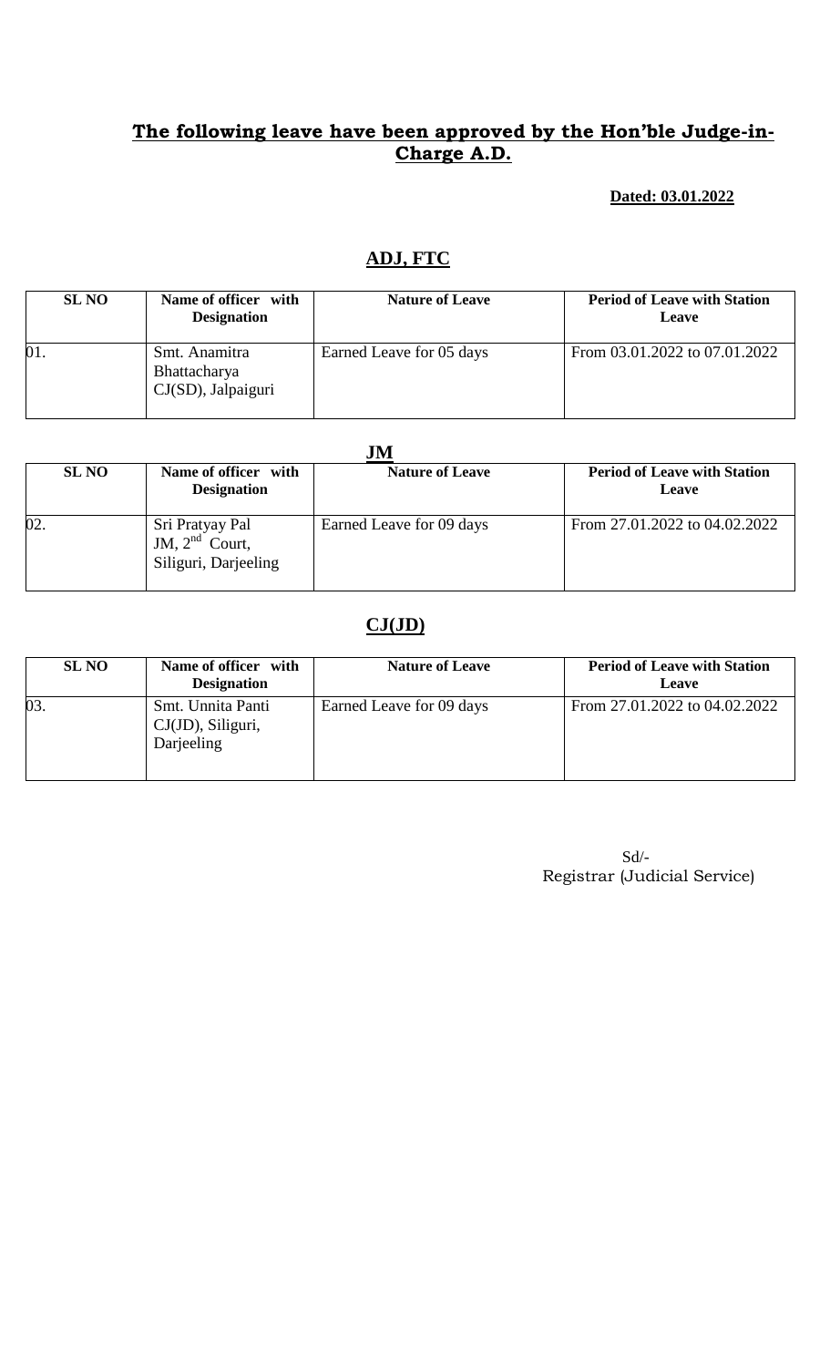## The following leave have been approved by the Hon'ble Judge-in-Charge A.D.

**Dated: 03.01.2022**

### ADJ, FTC

| SL NO | Name of officer with Designation | Nature of Leave | Period of Leave with Station Leave |
|---|---|---|---|
| 01. | Smt. Anamitra Bhattacharya CJ(SD), Jalpaiguri | Earned Leave for 05 days | From 03.01.2022 to 07.01.2022 |

### JM

| SL NO | Name of officer with Designation | Nature of Leave | Period of Leave with Station Leave |
|---|---|---|---|
| 02. | Sri Pratyay Pal JM, 2nd Court, Siliguri, Darjeeling | Earned Leave for 09 days | From 27.01.2022 to 04.02.2022 |

### CJ(JD)

| SL NO | Name of officer with Designation | Nature of Leave | Period of Leave with Station Leave |
|---|---|---|---|
| 03. | Smt. Unnita Panti CJ(JD), Siliguri, Darjeeling | Earned Leave for 09 days | From 27.01.2022 to 04.02.2022 |

Sd/-
Registrar (Judicial Service)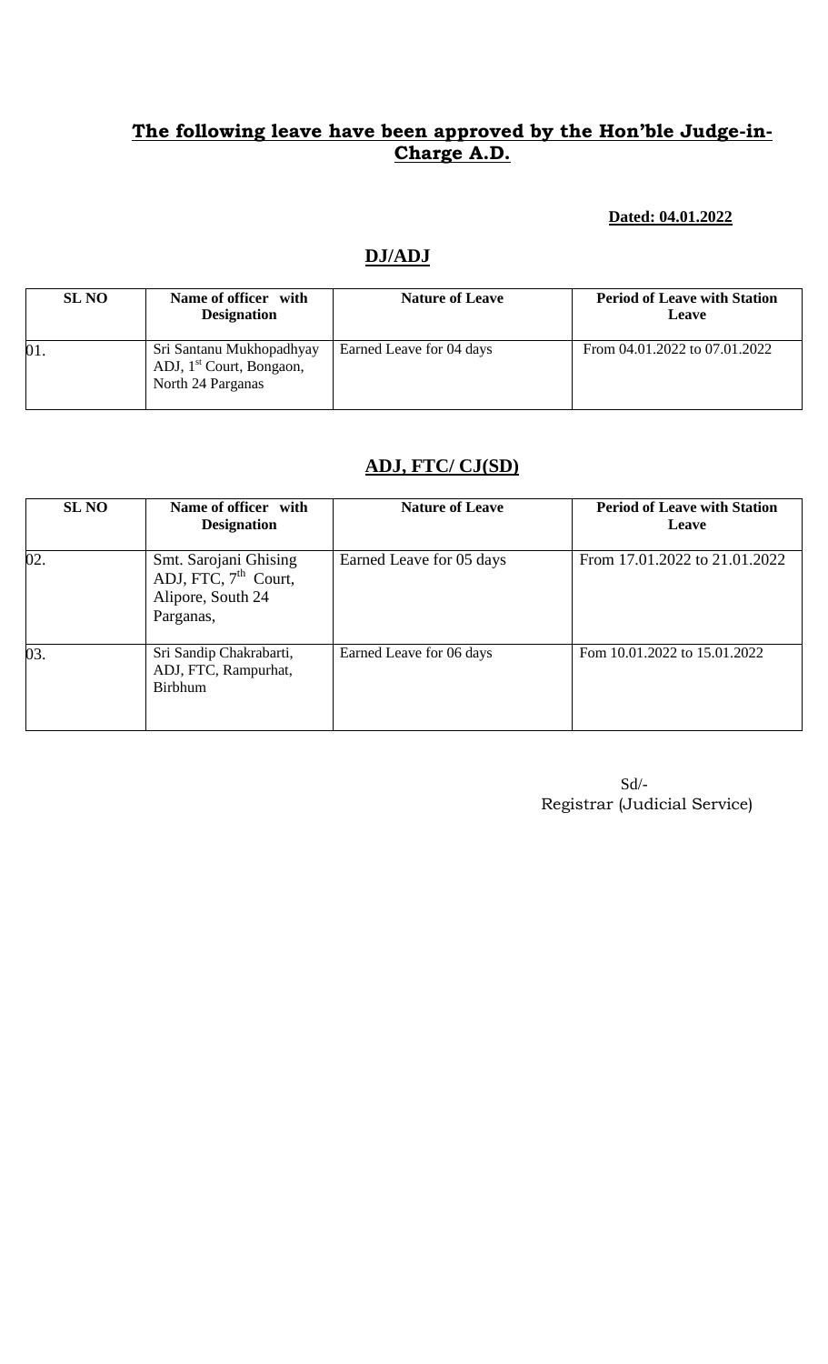**The following leave have been approved by the Hon'ble Judge-in-Charge A.D.**

**Dated: 04.01.2022**

## DJ/ADJ

| SL NO | Name of officer with Designation | Nature of Leave | Period of Leave with Station Leave |
|---|---|---|---|
| 01. | Sri Santanu Mukhopadhyay ADJ, 1st Court, Bongaon, North 24 Parganas | Earned Leave for 04 days | From 04.01.2022 to 07.01.2022 |

## ADJ, FTC/ CJ(SD)

| SL NO | Name of officer with Designation | Nature of Leave | Period of Leave with Station Leave |
|---|---|---|---|
| 02. | Smt. Sarojani Ghising ADJ, FTC, 7th Court, Alipore, South 24 Parganas, | Earned Leave for 05 days | From 17.01.2022 to 21.01.2022 |
| 03. | Sri Sandip Chakrabarti, ADJ, FTC, Rampurhat, Birbhum | Earned Leave for 06 days | Fom 10.01.2022 to 15.01.2022 |

Sd/-
Registrar (Judicial Service)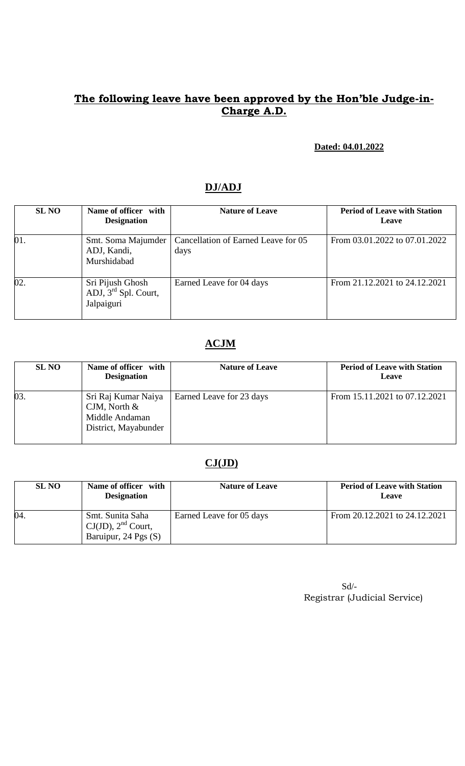## The following leave have been approved by the Hon'ble Judge-in-Charge A.D.

**Dated: 04.01.2022**

### DJ/ADJ

| SL NO | Name of officer with Designation | Nature of Leave | Period of Leave with Station Leave |
|---|---|---|---|
| 01. | Smt. Soma Majumder ADJ, Kandi, Murshidabad | Cancellation of Earned Leave for 05 days | From 03.01.2022 to 07.01.2022 |
| 02. | Sri Pijush Ghosh ADJ, 3rd Spl. Court, Jalpaiguri | Earned Leave for 04 days | From 21.12.2021 to 24.12.2021 |

### ACJM

| SL NO | Name of officer with Designation | Nature of Leave | Period of Leave with Station Leave |
|---|---|---|---|
| 03. | Sri Raj Kumar Naiya CJM, North & Middle Andaman District, Mayabunder | Earned Leave for 23 days | From 15.11.2021 to 07.12.2021 |

### CJ(JD)

| SL NO | Name of officer with Designation | Nature of Leave | Period of Leave with Station Leave |
|---|---|---|---|
| 04. | Smt. Sunita Saha CJ(JD), 2nd Court, Baruipur, 24 Pgs (S) | Earned Leave for 05 days | From 20.12.2021 to 24.12.2021 |

Sd/-
Registrar (Judicial Service)